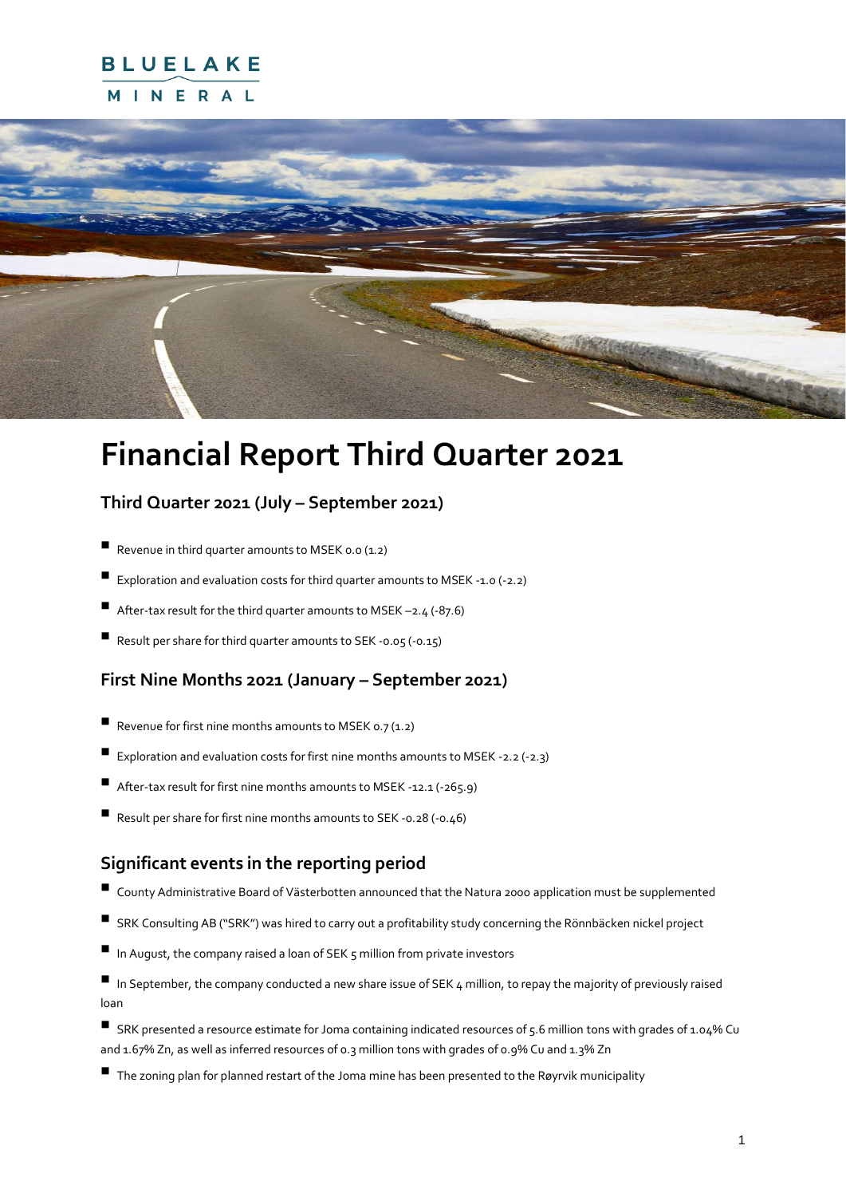BLUELAKE MINERAL

# Financial Report Third Quarter 2021

## Third Quarter 2021 (July – September 2021)

- Revenue in third quarter amounts to MSEK 0.0 (1.2)
- Exploration and evaluation costs for third quarter amounts to MSEK -1.0 (-2.2)
- After-tax result for the third quarter amounts to MSEK –2.4 (-87.6)
- Result per share for third quarter amounts to SEK -0.05 (-0.15)

## First Nine Months 2021 (January – September 2021)

- Revenue for first nine months amounts to MSEK 0.7 (1.2)
- Exploration and evaluation costs for first nine months amounts to MSEK -2.2 (-2.3)
- After-tax result for first nine months amounts to MSEK -12.1 (-265.9)
- Result per share for first nine months amounts to SEK -0.28 (-0.46)

## Significant events in the reporting period

- County Administrative Board of Västerbotten announced that the Natura 2000 application must be supplemented
- SRK Consulting AB ("SRK") was hired to carry out a profitability study concerning the Rönnbäcken nickel project
- In August, the company raised a loan of SEK 5 million from private investors
- In September, the company conducted a new share issue of SEK 4 million, to repay the majority of previously raised loan
- SRK presented a resource estimate for Joma containing indicated resources of 5.6 million tons with grades of 1.04% Cu and 1.67% Zn, as well as inferred resources of 0.3 million tons with grades of 0.9% Cu and 1.3% Zn
- The zoning plan for planned restart of the Joma mine has been presented to the Røyrvik municipality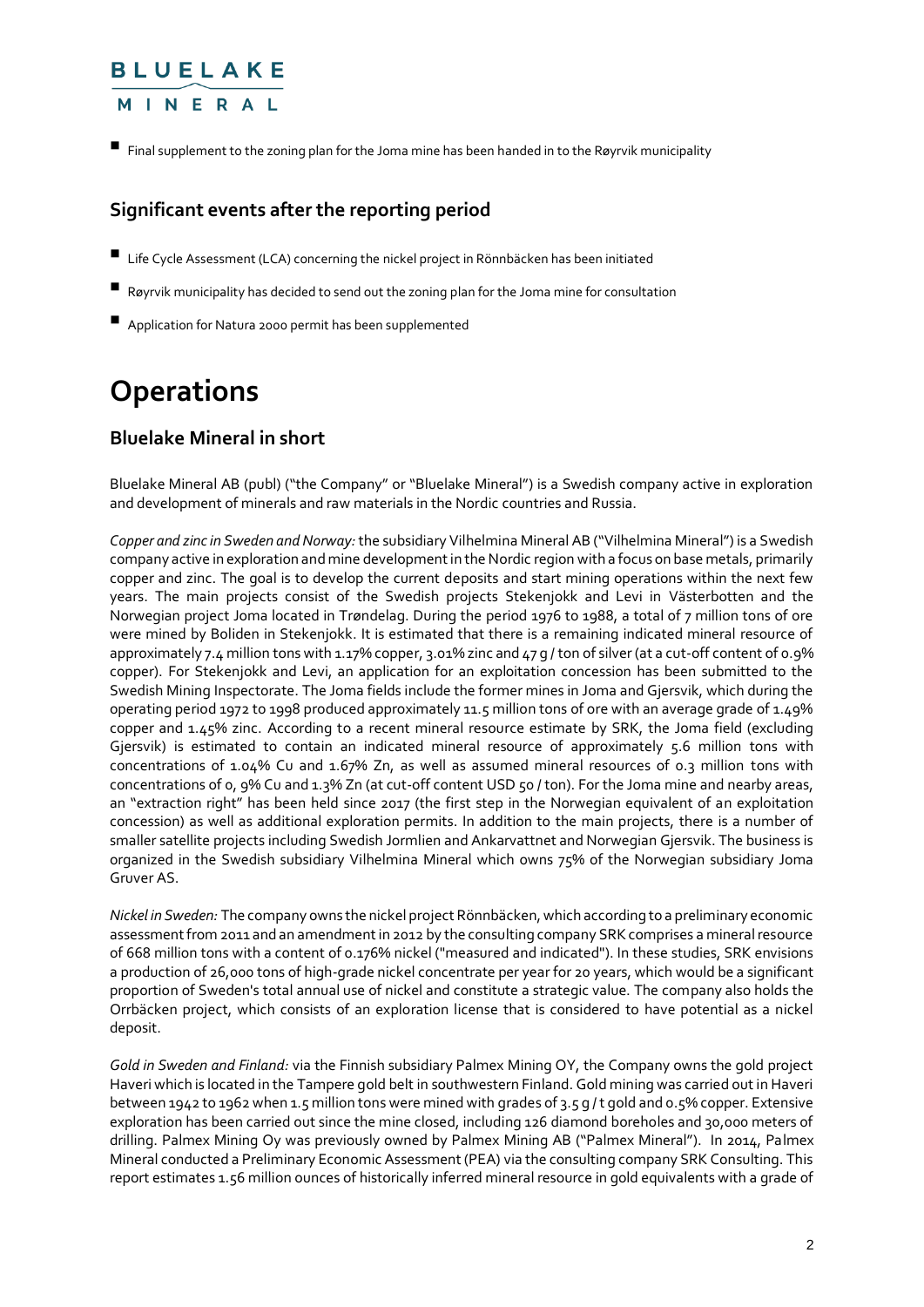- Final supplement to the zoning plan for the Joma mine has been handed in to the Røyrvik municipality

## Significant events after the reporting period

- Life Cycle Assessment (LCA) concerning the nickel project in Rönnbäcken has been initiated
- Røyrvik municipality has decided to send out the zoning plan for the Joma mine for consultation
- Application for Natura 2000 permit has been supplemented

# Operations

## Bluelake Mineral in short

Bluelake Mineral AB (publ) ("the Company" or "Bluelake Mineral") is a Swedish company active in exploration and development of minerals and raw materials in the Nordic countries and Russia.

*Copper and zinc in Sweden and Norway:* the subsidiary Vilhelmina Mineral AB ("Vilhelmina Mineral") is a Swedish company active in exploration and mine development in the Nordic region with a focus on base metals, primarily copper and zinc. The goal is to develop the current deposits and start mining operations within the next few years. The main projects consist of the Swedish projects Stekenjokk and Levi in Västerbotten and the Norwegian project Joma located in Trøndelag. During the period 1976 to 1988, a total of 7 million tons of ore were mined by Boliden in Stekenjokk. It is estimated that there is a remaining indicated mineral resource of approximately 7.4 million tons with 1.17% copper, 3.01% zinc and 47 g / ton of silver (at a cut-off content of 0.9% copper). For Stekenjokk and Levi, an application for an exploitation concession has been submitted to the Swedish Mining Inspectorate. The Joma fields include the former mines in Joma and Gjersvik, which during the operating period 1972 to 1998 produced approximately 11.5 million tons of ore with an average grade of 1.49% copper and 1.45% zinc. According to a recent mineral resource estimate by SRK, the Joma field (excluding Gjersvik) is estimated to contain an indicated mineral resource of approximately 5.6 million tons with concentrations of 1.04% Cu and 1.67% Zn, as well as assumed mineral resources of 0.3 million tons with concentrations of 0, 9% Cu and 1.3% Zn (at cut-off content USD 50 / ton). For the Joma mine and nearby areas, an "extraction right" has been held since 2017 (the first step in the Norwegian equivalent of an exploitation concession) as well as additional exploration permits. In addition to the main projects, there is a number of smaller satellite projects including Swedish Jormlien and Ankarvattnet and Norwegian Gjersvik. The business is organized in the Swedish subsidiary Vilhelmina Mineral which owns 75% of the Norwegian subsidiary Joma Gruver AS.

*Nickel in Sweden:* The company owns the nickel project Rönnbäcken, which according to a preliminary economic assessment from 2011 and an amendment in 2012 by the consulting company SRK comprises a mineral resource of 668 million tons with a content of 0.176% nickel ("measured and indicated"). In these studies, SRK envisions a production of 26,000 tons of high-grade nickel concentrate per year for 20 years, which would be a significant proportion of Sweden's total annual use of nickel and constitute a strategic value. The company also holds the Orrbäcken project, which consists of an exploration license that is considered to have potential as a nickel deposit.

*Gold in Sweden and Finland:* via the Finnish subsidiary Palmex Mining OY, the Company owns the gold project Haveri which is located in the Tampere gold belt in southwestern Finland. Gold mining was carried out in Haveri between 1942 to 1962 when 1.5 million tons were mined with grades of 3.5 g / t gold and 0.5% copper. Extensive exploration has been carried out since the mine closed, including 126 diamond boreholes and 30,000 meters of drilling. Palmex Mining Oy was previously owned by Palmex Mining AB ("Palmex Mineral"). In 2014, Palmex Mineral conducted a Preliminary Economic Assessment (PEA) via the consulting company SRK Consulting. This report estimates 1.56 million ounces of historically inferred mineral resource in gold equivalents with a grade of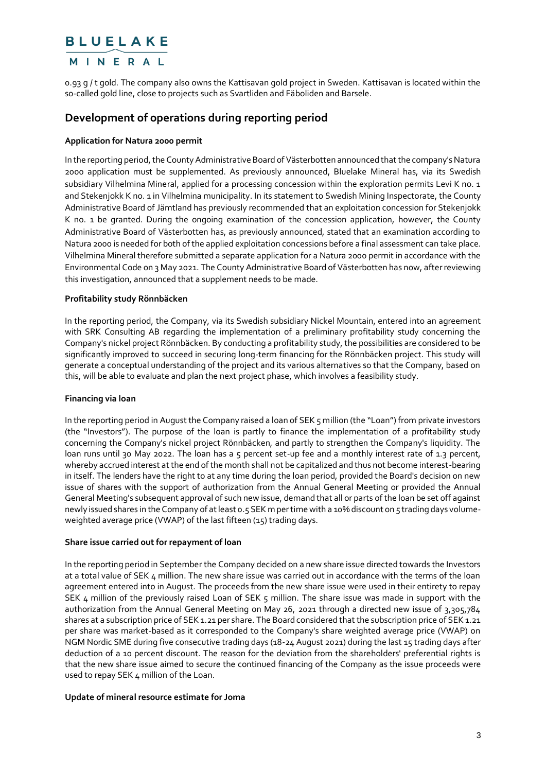0.93 g / t gold. The company also owns the Kattisavan gold project in Sweden. Kattisavan is located within the so-called gold line, close to projects such as Svartliden and Fäboliden and Barsele.

## Development of operations during reporting period

### Application for Natura 2000 permit

In the reporting period, the County Administrative Board of Västerbotten announced that the company's Natura 2000 application must be supplemented. As previously announced, Bluelake Mineral has, via its Swedish subsidiary Vilhelmina Mineral, applied for a processing concession within the exploration permits Levi K no. 1 and Stekenjokk K no. 1 in Vilhelmina municipality. In its statement to Swedish Mining Inspectorate, the County Administrative Board of Jämtland has previously recommended that an exploitation concession for Stekenjokk K no. 1 be granted. During the ongoing examination of the concession application, however, the County Administrative Board of Västerbotten has, as previously announced, stated that an examination according to Natura 2000 is needed for both of the applied exploitation concessions before a final assessment can take place. Vilhelmina Mineral therefore submitted a separate application for a Natura 2000 permit in accordance with the Environmental Code on 3 May 2021. The County Administrative Board of Västerbotten has now, after reviewing this investigation, announced that a supplement needs to be made.

### Profitability study Rönnbäcken

In the reporting period, the Company, via its Swedish subsidiary Nickel Mountain, entered into an agreement with SRK Consulting AB regarding the implementation of a preliminary profitability study concerning the Company's nickel project Rönnbäcken. By conducting a profitability study, the possibilities are considered to be significantly improved to succeed in securing long-term financing for the Rönnbäcken project. This study will generate a conceptual understanding of the project and its various alternatives so that the Company, based on this, will be able to evaluate and plan the next project phase, which involves a feasibility study.

### Financing via loan

In the reporting period in August the Company raised a loan of SEK 5 million (the "Loan") from private investors (the "Investors"). The purpose of the loan is partly to finance the implementation of a profitability study concerning the Company's nickel project Rönnbäcken, and partly to strengthen the Company's liquidity. The loan runs until 30 May 2022. The loan has a 5 percent set-up fee and a monthly interest rate of 1.3 percent, whereby accrued interest at the end of the month shall not be capitalized and thus not become interest-bearing in itself. The lenders have the right to at any time during the loan period, provided the Board's decision on new issue of shares with the support of authorization from the Annual General Meeting or provided the Annual General Meeting's subsequent approval of such new issue, demand that all or parts of the loan be set off against newly issued shares in the Company of at least 0.5 SEK m per time with a 10% discount on 5 trading days volume-weighted average price (VWAP) of the last fifteen (15) trading days.

### Share issue carried out for repayment of loan

In the reporting period in September the Company decided on a new share issue directed towards the Investors at a total value of SEK 4 million. The new share issue was carried out in accordance with the terms of the loan agreement entered into in August. The proceeds from the new share issue were used in their entirety to repay SEK 4 million of the previously raised Loan of SEK 5 million. The share issue was made in support with the authorization from the Annual General Meeting on May 26, 2021 through a directed new issue of 3,305,784 shares at a subscription price of SEK 1.21 per share. The Board considered that the subscription price of SEK 1.21 per share was market-based as it corresponded to the Company's share weighted average price (VWAP) on NGM Nordic SME during five consecutive trading days (18-24 August 2021) during the last 15 trading days after deduction of a 10 percent discount. The reason for the deviation from the shareholders' preferential rights is that the new share issue aimed to secure the continued financing of the Company as the issue proceeds were used to repay SEK 4 million of the Loan.

### Update of mineral resource estimate for Joma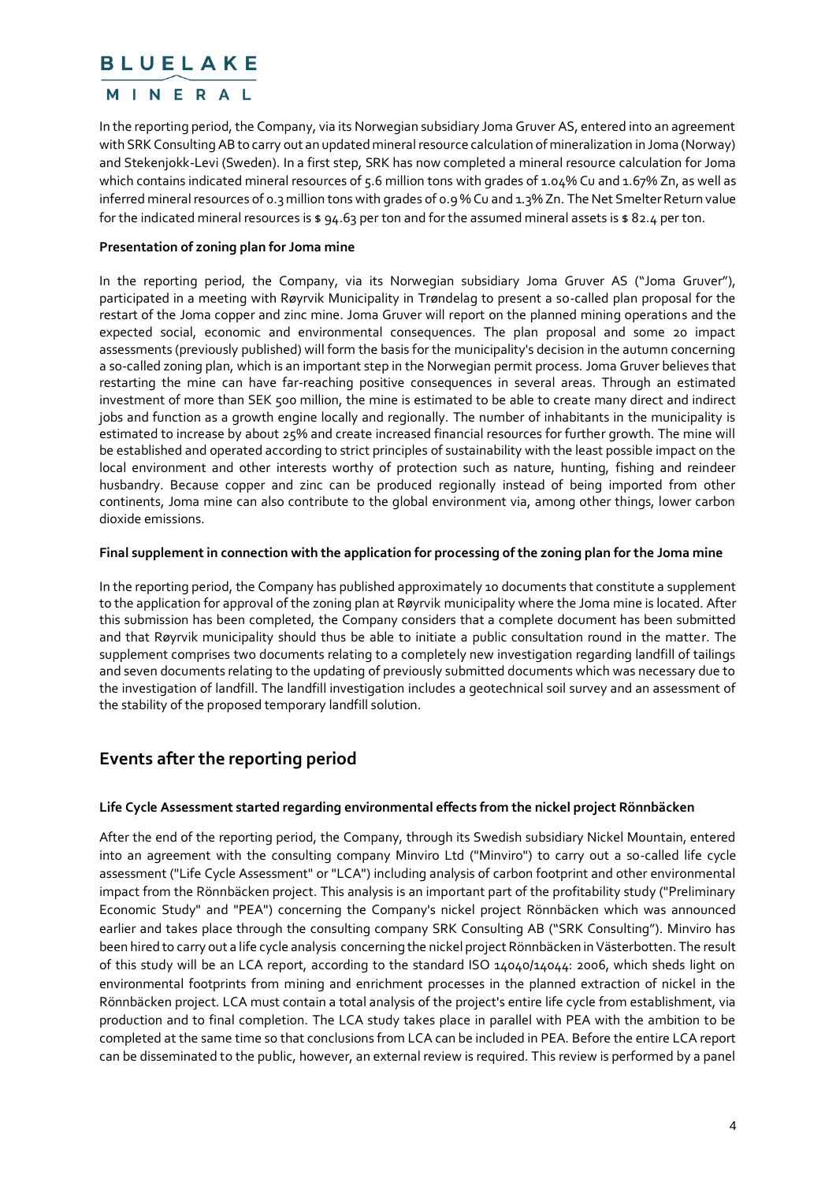In the reporting period, the Company, via its Norwegian subsidiary Joma Gruver AS, entered into an agreement with SRK Consulting AB to carry out an updated mineral resource calculation of mineralization in Joma (Norway) and Stekenjokk-Levi (Sweden). In a first step, SRK has now completed a mineral resource calculation for Joma which contains indicated mineral resources of 5.6 million tons with grades of 1.04% Cu and 1.67% Zn, as well as inferred mineral resources of 0.3 million tons with grades of 0.9 % Cu and 1.3% Zn. The Net Smelter Return value for the indicated mineral resources is $ 94.63 per ton and for the assumed mineral assets is $ 82.4 per ton.

**Presentation of zoning plan for Joma mine**

In the reporting period, the Company, via its Norwegian subsidiary Joma Gruver AS ("Joma Gruver"), participated in a meeting with Røyrvik Municipality in Trøndelag to present a so-called plan proposal for the restart of the Joma copper and zinc mine. Joma Gruver will report on the planned mining operations and the expected social, economic and environmental consequences. The plan proposal and some 20 impact assessments (previously published) will form the basis for the municipality's decision in the autumn concerning a so-called zoning plan, which is an important step in the Norwegian permit process. Joma Gruver believes that restarting the mine can have far-reaching positive consequences in several areas. Through an estimated investment of more than SEK 500 million, the mine is estimated to be able to create many direct and indirect jobs and function as a growth engine locally and regionally. The number of inhabitants in the municipality is estimated to increase by about 25% and create increased financial resources for further growth. The mine will be established and operated according to strict principles of sustainability with the least possible impact on the local environment and other interests worthy of protection such as nature, hunting, fishing and reindeer husbandry. Because copper and zinc can be produced regionally instead of being imported from other continents, Joma mine can also contribute to the global environment via, among other things, lower carbon dioxide emissions.

**Final supplement in connection with the application for processing of the zoning plan for the Joma mine**

In the reporting period, the Company has published approximately 10 documents that constitute a supplement to the application for approval of the zoning plan at Røyrvik municipality where the Joma mine is located. After this submission has been completed, the Company considers that a complete document has been submitted and that Røyrvik municipality should thus be able to initiate a public consultation round in the matter. The supplement comprises two documents relating to a completely new investigation regarding landfill of tailings and seven documents relating to the updating of previously submitted documents which was necessary due to the investigation of landfill. The landfill investigation includes a geotechnical soil survey and an assessment of the stability of the proposed temporary landfill solution.

## Events after the reporting period

**Life Cycle Assessment started regarding environmental effects from the nickel project Rönnbäcken**

After the end of the reporting period, the Company, through its Swedish subsidiary Nickel Mountain, entered into an agreement with the consulting company Minviro Ltd ("Minviro") to carry out a so-called life cycle assessment ("Life Cycle Assessment" or "LCA") including analysis of carbon footprint and other environmental impact from the Rönnbäcken project. This analysis is an important part of the profitability study ("Preliminary Economic Study" and "PEA") concerning the Company's nickel project Rönnbäcken which was announced earlier and takes place through the consulting company SRK Consulting AB ("SRK Consulting"). Minviro has been hired to carry out a life cycle analysis concerning the nickel project Rönnbäcken in Västerbotten. The result of this study will be an LCA report, according to the standard ISO 14040/14044: 2006, which sheds light on environmental footprints from mining and enrichment processes in the planned extraction of nickel in the Rönnbäcken project. LCA must contain a total analysis of the project's entire life cycle from establishment, via production and to final completion. The LCA study takes place in parallel with PEA with the ambition to be completed at the same time so that conclusions from LCA can be included in PEA. Before the entire LCA report can be disseminated to the public, however, an external review is required. This review is performed by a panel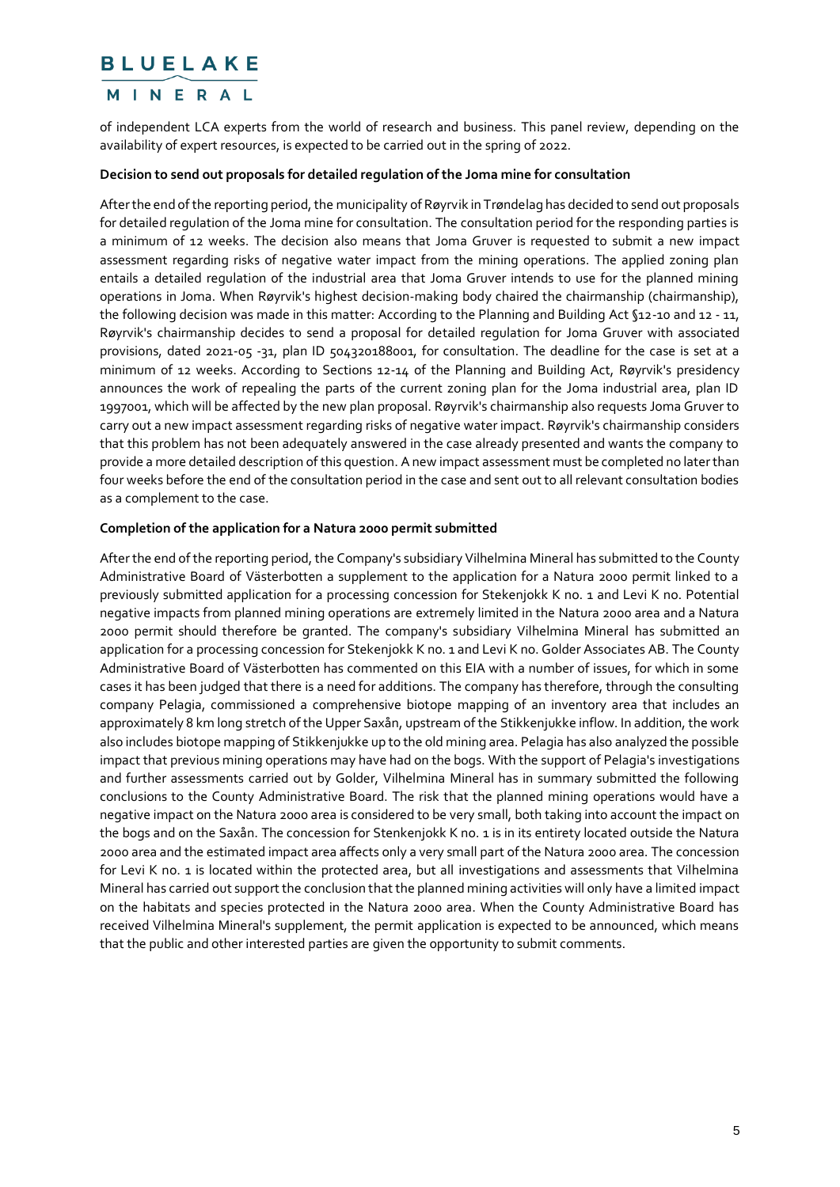of independent LCA experts from the world of research and business. This panel review, depending on the availability of expert resources, is expected to be carried out in the spring of 2022.

**Decision to send out proposals for detailed regulation of the Joma mine for consultation**

After the end of the reporting period, the municipality of Røyrvik in Trøndelag has decided to send out proposals for detailed regulation of the Joma mine for consultation. The consultation period for the responding parties is a minimum of 12 weeks. The decision also means that Joma Gruver is requested to submit a new impact assessment regarding risks of negative water impact from the mining operations. The applied zoning plan entails a detailed regulation of the industrial area that Joma Gruver intends to use for the planned mining operations in Joma. When Røyrvik's highest decision-making body chaired the chairmanship (chairmanship), the following decision was made in this matter: According to the Planning and Building Act §12-10 and 12 - 11, Røyrvik's chairmanship decides to send a proposal for detailed regulation for Joma Gruver with associated provisions, dated 2021-05 -31, plan ID 504320188001, for consultation. The deadline for the case is set at a minimum of 12 weeks. According to Sections 12-14 of the Planning and Building Act, Røyrvik's presidency announces the work of repealing the parts of the current zoning plan for the Joma industrial area, plan ID 1997001, which will be affected by the new plan proposal. Røyrvik's chairmanship also requests Joma Gruver to carry out a new impact assessment regarding risks of negative water impact. Røyrvik's chairmanship considers that this problem has not been adequately answered in the case already presented and wants the company to provide a more detailed description of this question. A new impact assessment must be completed no later than four weeks before the end of the consultation period in the case and sent out to all relevant consultation bodies as a complement to the case.

**Completion of the application for a Natura 2000 permit submitted**

After the end of the reporting period, the Company's subsidiary Vilhelmina Mineral has submitted to the County Administrative Board of Västerbotten a supplement to the application for a Natura 2000 permit linked to a previously submitted application for a processing concession for Stekenjokk K no. 1 and Levi K no. Potential negative impacts from planned mining operations are extremely limited in the Natura 2000 area and a Natura 2000 permit should therefore be granted. The company's subsidiary Vilhelmina Mineral has submitted an application for a processing concession for Stekenjokk K no. 1 and Levi K no. Golder Associates AB. The County Administrative Board of Västerbotten has commented on this EIA with a number of issues, for which in some cases it has been judged that there is a need for additions. The company has therefore, through the consulting company Pelagia, commissioned a comprehensive biotope mapping of an inventory area that includes an approximately 8 km long stretch of the Upper Saxån, upstream of the Stikkenjukke inflow. In addition, the work also includes biotope mapping of Stikkenjukke up to the old mining area. Pelagia has also analyzed the possible impact that previous mining operations may have had on the bogs. With the support of Pelagia's investigations and further assessments carried out by Golder, Vilhelmina Mineral has in summary submitted the following conclusions to the County Administrative Board. The risk that the planned mining operations would have a negative impact on the Natura 2000 area is considered to be very small, both taking into account the impact on the bogs and on the Saxån. The concession for Stenkenjokk K no. 1 is in its entirety located outside the Natura 2000 area and the estimated impact area affects only a very small part of the Natura 2000 area. The concession for Levi K no. 1 is located within the protected area, but all investigations and assessments that Vilhelmina Mineral has carried out support the conclusion that the planned mining activities will only have a limited impact on the habitats and species protected in the Natura 2000 area. When the County Administrative Board has received Vilhelmina Mineral's supplement, the permit application is expected to be announced, which means that the public and other interested parties are given the opportunity to submit comments.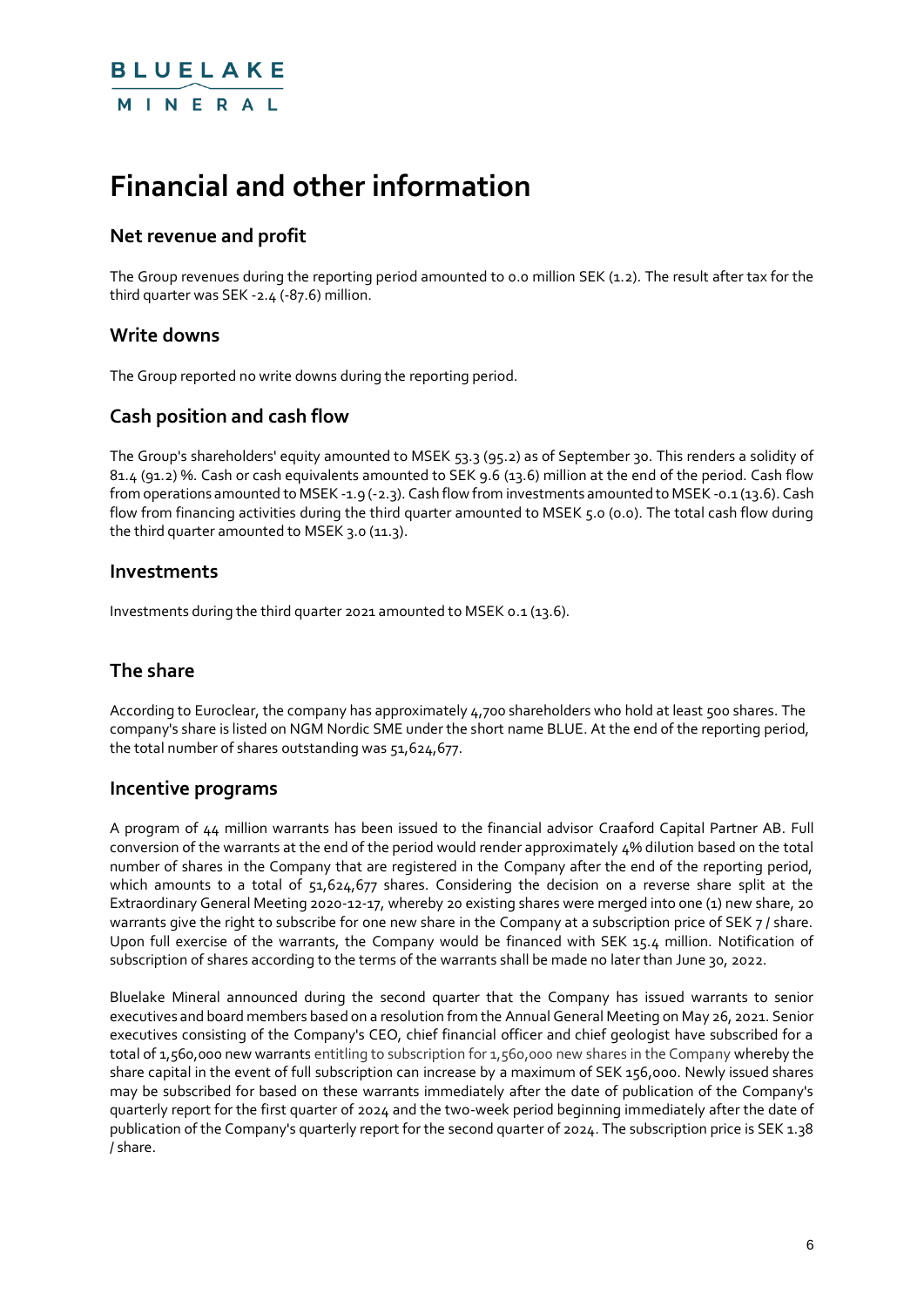# Financial and other information

## Net revenue and profit

The Group revenues during the reporting period amounted to 0.0 million SEK (1.2). The result after tax for the third quarter was SEK -2.4 (-87.6) million.

## Write downs

The Group reported no write downs during the reporting period.

## Cash position and cash flow

The Group's shareholders' equity amounted to MSEK 53.3 (95.2) as of September 30. This renders a solidity of 81.4 (91.2) %. Cash or cash equivalents amounted to SEK 9.6 (13.6) million at the end of the period. Cash flow from operations amounted to MSEK -1.9 (-2.3). Cash flow from investments amounted to MSEK -0.1 (13.6). Cash flow from financing activities during the third quarter amounted to MSEK 5.0 (0.0). The total cash flow during the third quarter amounted to MSEK 3.0 (11.3).

## Investments

Investments during the third quarter 2021 amounted to MSEK 0.1 (13.6).

## The share

According to Euroclear, the company has approximately 4,700 shareholders who hold at least 500 shares. The company's share is listed on NGM Nordic SME under the short name BLUE. At the end of the reporting period, the total number of shares outstanding was 51,624,677.

## Incentive programs

A program of 44 million warrants has been issued to the financial advisor Craaford Capital Partner AB. Full conversion of the warrants at the end of the period would render approximately 4% dilution based on the total number of shares in the Company that are registered in the Company after the end of the reporting period, which amounts to a total of 51,624,677 shares. Considering the decision on a reverse share split at the Extraordinary General Meeting 2020-12-17, whereby 20 existing shares were merged into one (1) new share, 20 warrants give the right to subscribe for one new share in the Company at a subscription price of SEK 7 / share. Upon full exercise of the warrants, the Company would be financed with SEK 15.4 million. Notification of subscription of shares according to the terms of the warrants shall be made no later than June 30, 2022.

Bluelake Mineral announced during the second quarter that the Company has issued warrants to senior executives and board members based on a resolution from the Annual General Meeting on May 26, 2021. Senior executives consisting of the Company's CEO, chief financial officer and chief geologist have subscribed for a total of 1,560,000 new warrants entitling to subscription for 1,560,000 new shares in the Company whereby the share capital in the event of full subscription can increase by a maximum of SEK 156,000. Newly issued shares may be subscribed for based on these warrants immediately after the date of publication of the Company's quarterly report for the first quarter of 2024 and the two-week period beginning immediately after the date of publication of the Company's quarterly report for the second quarter of 2024. The subscription price is SEK 1.38 / share.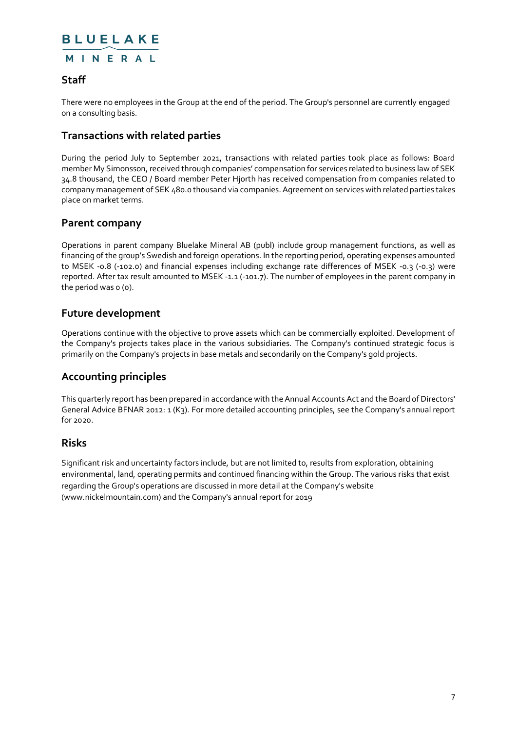## Staff

There were no employees in the Group at the end of the period. The Group's personnel are currently engaged on a consulting basis.

## Transactions with related parties

During the period July to September 2021, transactions with related parties took place as follows: Board member My Simonsson, received through companies' compensation for services related to business law of SEK 34.8 thousand, the CEO / Board member Peter Hjorth has received compensation from companies related to company management of SEK 480.0 thousand via companies. Agreement on services with related parties takes place on market terms.

## Parent company

Operations in parent company Bluelake Mineral AB (publ) include group management functions, as well as financing of the group's Swedish and foreign operations. In the reporting period, operating expenses amounted to MSEK -0.8 (-102.0) and financial expenses including exchange rate differences of MSEK -0.3 (-0.3) were reported. After tax result amounted to MSEK -1.1 (-101.7). The number of employees in the parent company in the period was 0 (0).

## Future development

Operations continue with the objective to prove assets which can be commercially exploited. Development of the Company's projects takes place in the various subsidiaries. The Company's continued strategic focus is primarily on the Company's projects in base metals and secondarily on the Company's gold projects.

## Accounting principles

This quarterly report has been prepared in accordance with the Annual Accounts Act and the Board of Directors' General Advice BFNAR 2012: 1 (K3). For more detailed accounting principles, see the Company's annual report for 2020.

## Risks

Significant risk and uncertainty factors include, but are not limited to, results from exploration, obtaining environmental, land, operating permits and continued financing within the Group. The various risks that exist regarding the Group's operations are discussed in more detail at the Company's website (www.nickelmountain.com) and the Company's annual report for 2019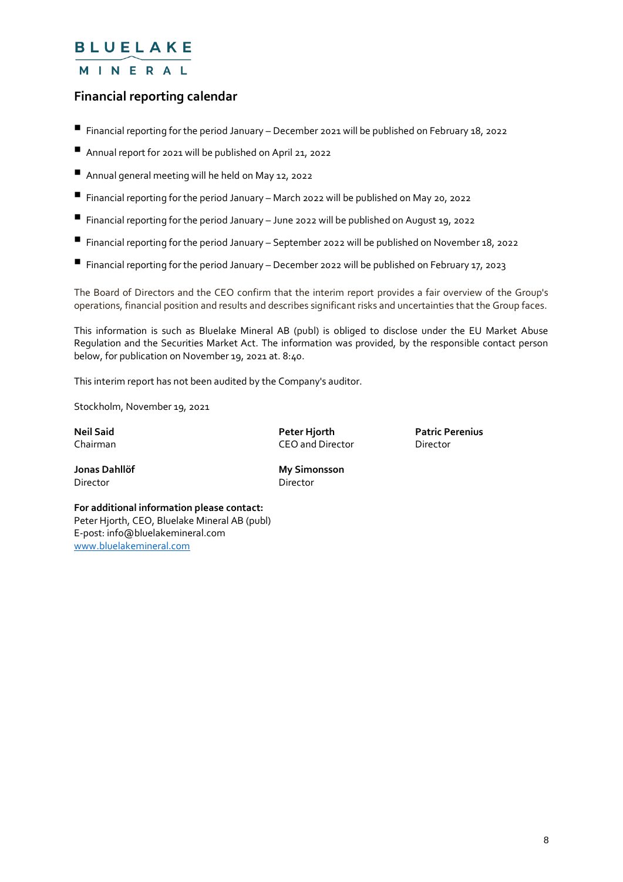BLUELAKE MINERAL

## Financial reporting calendar

- Financial reporting for the period January – December 2021 will be published on February 18, 2022
- Annual report for 2021 will be published on April 21, 2022
- Annual general meeting will he held on May 12, 2022
- Financial reporting for the period January – March 2022 will be published on May 20, 2022
- Financial reporting for the period January – June 2022 will be published on August 19, 2022
- Financial reporting for the period January – September 2022 will be published on November 18, 2022
- Financial reporting for the period January – December 2022 will be published on February 17, 2023

The Board of Directors and the CEO confirm that the interim report provides a fair overview of the Group's operations, financial position and results and describes significant risks and uncertainties that the Group faces.

This information is such as Bluelake Mineral AB (publ) is obliged to disclose under the EU Market Abuse Regulation and the Securities Market Act. The information was provided, by the responsible contact person below, for publication on November 19, 2021 at. 8:40.

This interim report has not been audited by the Company's auditor.

Stockholm, November 19, 2021

**Neil Said**
Chairman

**Peter Hjorth**
CEO and Director

**Patric Perenius**
Director

**Jonas Dahllöf**
Director

**My Simonsson**
Director

**For additional information please contact:**
Peter Hjorth, CEO, Bluelake Mineral AB (publ)
E-post: info@bluelakemineral.com
www.bluelakemineral.com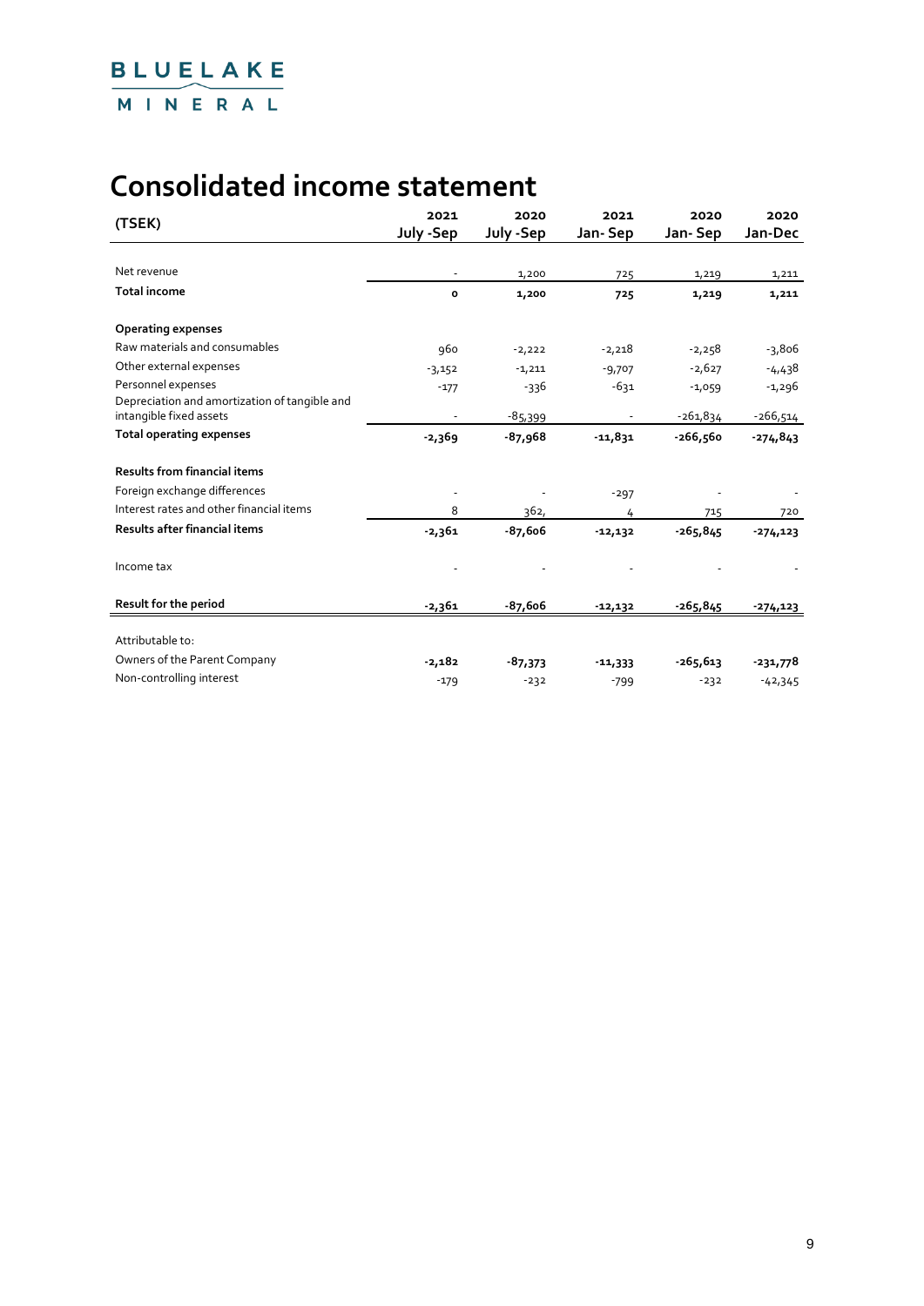# Consolidated income statement

| (TSEK) | 2021 July -Sep | 2020 July -Sep | 2021 Jan- Sep | 2020 Jan- Sep | 2020 Jan-Dec |
|---|---|---|---|---|---|
| Net revenue | - | 1,200 | 725 | 1,219 | 1,211 |
| **Total income** | **0** | **1,200** | **725** | **1,219** | **1,211** |
| | | | | | |
| **Operating expenses** | | | | | |
| Raw materials and consumables | 960 | -2,222 | -2,218 | -2,258 | -3,806 |
| Other external expenses | -3,152 | -1,211 | -9,707 | -2,627 | -4,438 |
| Personnel expenses | -177 | -336 | -631 | -1,059 | -1,296 |
| Depreciation and amortization of tangible and intangible fixed assets | - | -85,399 | - | -261,834 | -266,514 |
| **Total operating expenses** | **-2,369** | **-87,968** | **-11,831** | **-266,560** | **-274,843** |
| | | | | | |
| **Results from financial items** | | | | | |
| Foreign exchange differences | - | - | -297 | - | - |
| Interest rates and other financial items | 8 | 362, | 4 | 715 | 720 |
| **Results after financial items** | **-2,361** | **-87,606** | **-12,132** | **-265,845** | **-274,123** |
| | | | | | |
| Income tax | - | - | - | - | - |
| | | | | | |
| **Result for the period** | **-2,361** | **-87,606** | **-12,132** | **-265,845** | **-274,123** |
| | | | | | |
| Attributable to: | | | | | |
| Owners of the Parent Company | **-2,182** | **-87,373** | **-11,333** | **-265,613** | **-231,778** |
| Non-controlling interest | -179 | -232 | -799 | -232 | -42,345 |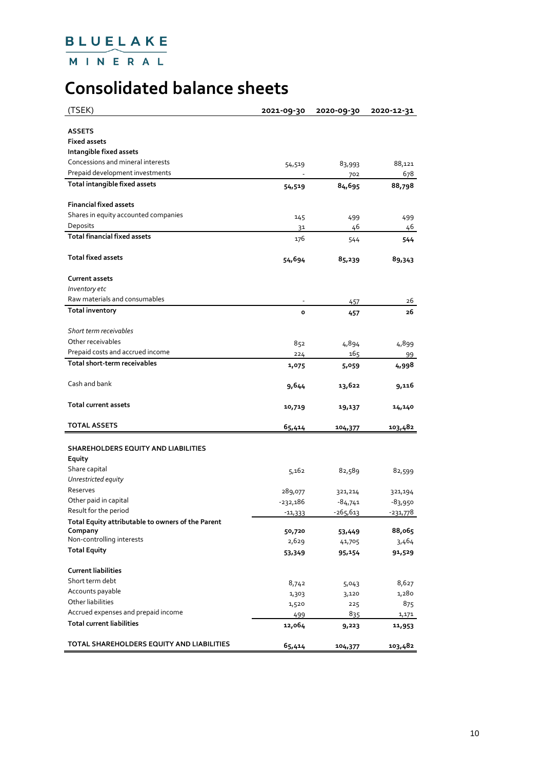# Consolidated balance sheets

| (TSEK) | 2021-09-30 | 2020-09-30 | 2020-12-31 |
|---|---|---|---|
| **ASSETS** | | | |
| **Fixed assets** | | | |
| **Intangible fixed assets** | | | |
| Concessions and mineral interests | 54,519 | 83,993 | 88,121 |
| Prepaid development investments | - | 702 | 678 |
| **Total intangible fixed assets** | **54,519** | **84,695** | **88,798** |
| | | | |
| **Financial fixed assets** | | | |
| Shares in equity accounted companies | 145 | 499 | 499 |
| Deposits | 31 | 46 | 46 |
| **Total financial fixed assets** | 176 | 544 | **544** |
| | | | |
| **Total fixed assets** | **54,694** | **85,239** | **89,343** |
| | | | |
| **Current assets** | | | |
| *Inventory etc* | | | |
| Raw materials and consumables | - | 457 | 26 |
| **Total inventory** | **0** | **457** | **26** |
| | | | |
| *Short term receivables* | | | |
| Other receivables | 852 | 4,894 | 4,899 |
| Prepaid costs and accrued income | 224 | 165 | 99 |
| **Total short-term receivables** | **1,075** | **5,059** | **4,998** |
| | | | |
| Cash and bank | **9,644** | **13,622** | **9,116** |
| | | | |
| **Total current assets** | **10,719** | **19,137** | **14,140** |
| | | | |
| **TOTAL ASSETS** | **65,414** | **104,377** | **103,482** |
| | | | |
| **SHAREHOLDERS EQUITY AND LIABILITIES** | | | |
| **Equity** | | | |
| Share capital | 5,162 | 82,589 | 82,599 |
| *Unrestricted equity* | | | |
| Reserves | 289,077 | 321,214 | 321,194 |
| Other paid in capital | -232,186 | -84,741 | -83,950 |
| Result for the period | -11,333 | -265,613 | -231,778 |
| **Total Equity attributable to owners of the Parent Company** | **50,720** | **53,449** | **88,065** |
| Non-controlling interests | 2,629 | 41,705 | 3,464 |
| **Total Equity** | **53,349** | **95,154** | **91,529** |
| | | | |
| **Current liabilities** | | | |
| Short term debt | 8,742 | 5,043 | 8,627 |
| Accounts payable | 1,303 | 3,120 | 1,280 |
| Other liabilities | 1,520 | 225 | 875 |
| Accrued expenses and prepaid income | 499 | 835 | 1,171 |
| **Total current liabilities** | **12,064** | **9,223** | **11,953** |
| | | | |
| **TOTAL SHAREHOLDERS EQUITY AND LIABILITIES** | **65,414** | **104,377** | **103,482** |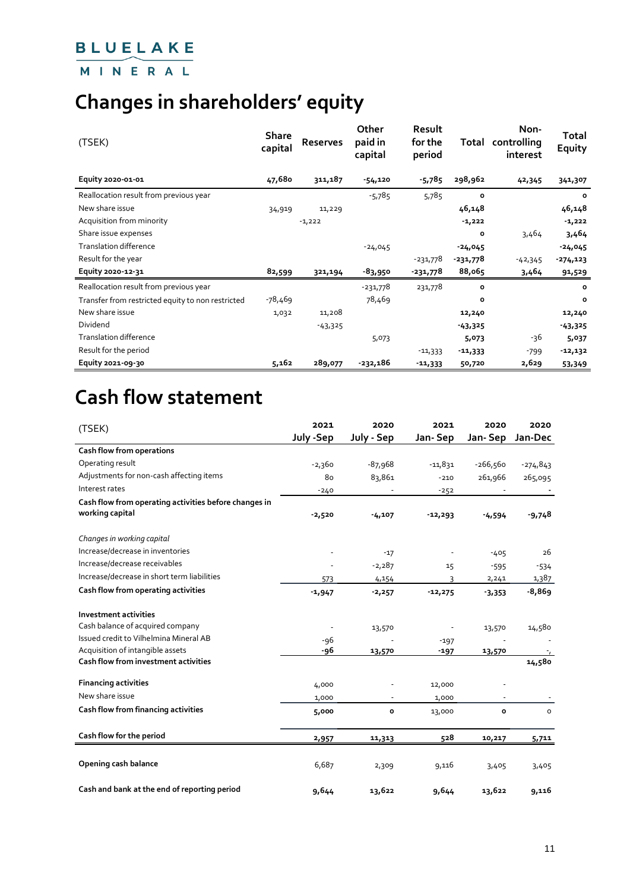BLUELAKE MINERAL

# Changes in shareholders' equity

| (TSEK) | Share capital | Reserves | Other paid in capital | Result for the period | Total | Non-controlling interest | Total Equity |
|---|---|---|---|---|---|---|---|
| **Equity 2020-01-01** | **47,680** | **311,187** | **-54,120** | **-5,785** | **298,962** | **42,345** | **341,307** |
| Reallocation result from previous year | | | -5,785 | 5,785 | **0** | | **0** |
| New share issue | 34,919 | 11,229 | | | **46,148** | | **46,148** |
| Acquisition from minority | | -1,222 | | | **-1,222** | | **-1,222** |
| Share issue expenses | | | | | **0** | 3,464 | **3,464** |
| Translation difference | | | -24,045 | | **-24,045** | | **-24,045** |
| Result for the year | | | | -231,778 | **-231,778** | -42,345 | **-274,123** |
| **Equity 2020-12-31** | **82,599** | **321,194** | **-83,950** | **-231,778** | **88,065** | **3,464** | **91,529** |
| Reallocation result from previous year | | | -231,778 | 231,778 | **0** | | **0** |
| Transfer from restricted equity to non restricted | -78,469 | | 78,469 | | **0** | | **0** |
| New share issue | 1,032 | 11,208 | | | **12,240** | | **12,240** |
| Dividend | | -43,325 | | | **-43,325** | | **-43,325** |
| Translation difference | | | 5,073 | | **5,073** | -36 | **5,037** |
| Result for the period | | | | -11,333 | **-11,333** | -799 | **-12,132** |
| **Equity 2021-09-30** | **5,162** | **289,077** | **-232,186** | **-11,333** | **50,720** | **2,629** | **53,349** |

# Cash flow statement

| (TSEK) | 2021 July -Sep | 2020 July - Sep | 2021 Jan- Sep | 2020 Jan- Sep | 2020 Jan-Dec |
|---|---|---|---|---|---|
| **Cash flow from operations** | | | | | |
| Operating result | -2,360 | -87,968 | -11,831 | -266,560 | -274,843 |
| Adjustments for non-cash affecting items | 80 | 83,861 | -210 | 261,966 | 265,095 |
| Interest rates | -240 | - | -252 | - | - |
| **Cash flow from operating activities before changes in working capital** | **-2,520** | **-4,107** | **-12,293** | **-4,594** | **-9,748** |
| *Changes in working capital* | | | | | |
| Increase/decrease in inventories | - | -17 | - | -405 | 26 |
| Increase/decrease receivables | - | -2,287 | 15 | -595 | -534 |
| Increase/decrease in short term liabilities | 573 | 4,154 | 3 | 2,241 | 1,387 |
| **Cash flow from operating activities** | **-1,947** | **-2,257** | **-12,275** | **-3,353** | **-8,869** |
| **Investment activities** | | | | | |
| Cash balance of acquired company | - | 13,570 | - | 13,570 | 14,580 |
| Issued credit to Vilhelmina Mineral AB | -96 | - | -197 | - | - |
| Acquisition of intangible assets | **-96** | **13,570** | **-197** | **13,570** | - |
| **Cash flow from investment activities** | | | | | **14,580** |
| **Financing activities** | 4,000 | - | 12,000 | - | |
| New share issue | 1,000 | - | 1,000 | - | - |
| **Cash flow from financing activities** | **5,000** | **0** | 13,000 | **0** | 0 |
| **Cash flow for the period** | **2,957** | **11,313** | **528** | **10,217** | **5,711** |
| **Opening cash balance** | 6,687 | 2,309 | 9,116 | 3,405 | 3,405 |
| **Cash and bank at the end of reporting period** | **9,644** | **13,622** | **9,644** | **13,622** | **9,116** |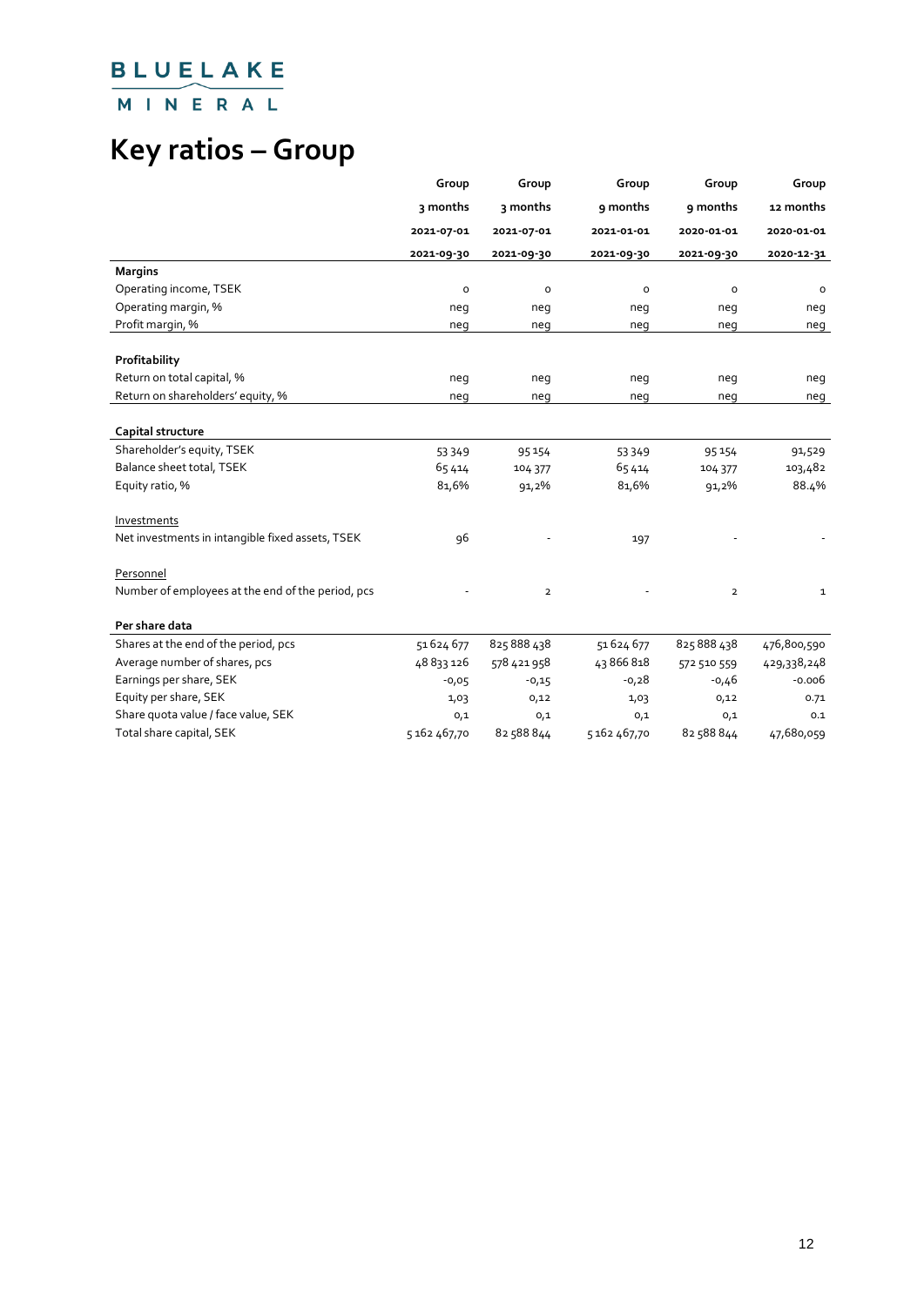BLUELAKE MINERAL

# Key ratios – Group

| | Group | Group | Group | Group | Group |
|---|---|---|---|---|---|
| | 3 months | 3 months | 9 months | 9 months | 12 months |
| | 2021-07-01 | 2021-07-01 | 2021-01-01 | 2020-01-01 | 2020-01-01 |
| | 2021-09-30 | 2021-09-30 | 2021-09-30 | 2021-09-30 | 2020-12-31 |
| **Margins** | | | | | |
| Operating income, TSEK | 0 | 0 | 0 | 0 | 0 |
| Operating margin, % | neg | neg | neg | neg | neg |
| Profit margin, % | neg | neg | neg | neg | neg |
| **Profitability** | | | | | |
| Return on total capital, % | neg | neg | neg | neg | neg |
| Return on shareholders' equity, % | neg | neg | neg | neg | neg |
| **Capital structure** | | | | | |
| Shareholder's equity, TSEK | 53 349 | 95 154 | 53 349 | 95 154 | 91,529 |
| Balance sheet total, TSEK | 65 414 | 104 377 | 65 414 | 104 377 | 103,482 |
| Equity ratio, % | 81,6% | 91,2% | 81,6% | 91,2% | 88.4% |
| Investments | | | | | |
| Net investments in intangible fixed assets, TSEK | 96 | - | 197 | - | - |
| Personnel | | | | | |
| Number of employees at the end of the period, pcs | - | 2 | - | 2 | 1 |
| **Per share data** | | | | | |
| Shares at the end of the period, pcs | 51 624 677 | 825 888 438 | 51 624 677 | 825 888 438 | 476,800,590 |
| Average number of shares, pcs | 48 833 126 | 578 421 958 | 43 866 818 | 572 510 559 | 429,338,248 |
| Earnings per share, SEK | -0,05 | -0,15 | -0,28 | -0,46 | -0.006 |
| Equity per share, SEK | 1,03 | 0,12 | 1,03 | 0,12 | 0.71 |
| Share quota value / face value, SEK | 0,1 | 0,1 | 0,1 | 0,1 | 0.1 |
| Total share capital, SEK | 5 162 467,70 | 82 588 844 | 5 162 467,70 | 82 588 844 | 47,680,059 |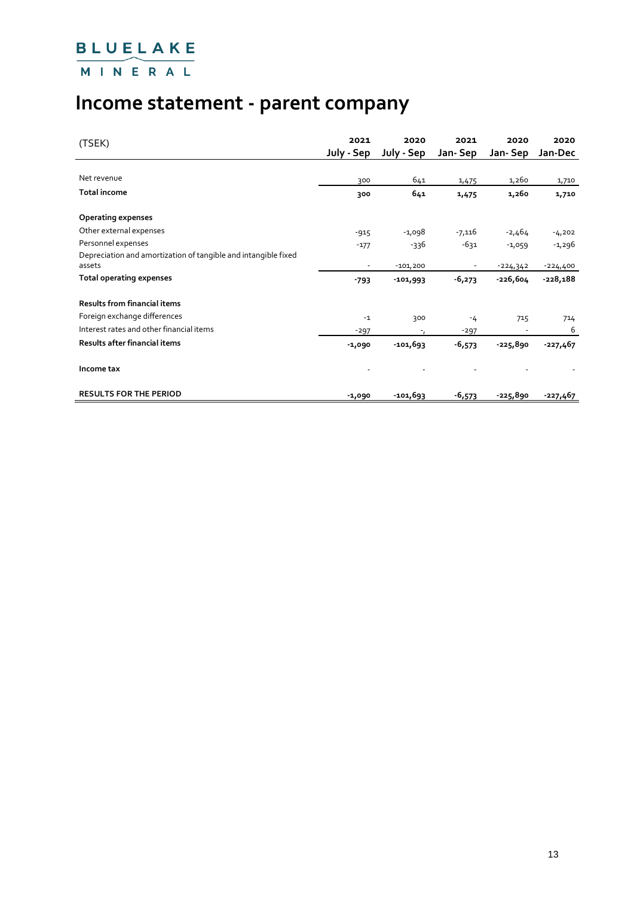# Income statement - parent company

| (TSEK) | 2021 July - Sep | 2020 July - Sep | 2021 Jan- Sep | 2020 Jan- Sep | 2020 Jan-Dec |
|---|---|---|---|---|---|
| Net revenue | 300 | 641 | 1,475 | 1,260 | 1,710 |
| **Total income** | **300** | **641** | **1,475** | **1,260** | **1,710** |
| **Operating expenses** | | | | | |
| Other external expenses | -915 | -1,098 | -7,116 | -2,464 | -4,202 |
| Personnel expenses | -177 | -336 | -631 | -1,059 | -1,296 |
| Depreciation and amortization of tangible and intangible fixed assets | - | -101,200 | - | -224,342 | -224,400 |
| **Total operating expenses** | **-793** | **-101,993** | **-6,273** | **-226,604** | **-228,188** |
| **Results from financial items** | | | | | |
| Foreign exchange differences | -1 | 300 | -4 | 715 | 714 |
| Interest rates and other financial items | -297 | -, | -297 | - | 6 |
| **Results after financial items** | **-1,090** | **-101,693** | **-6,573** | **-225,890** | **-227,467** |
| **Income tax** | - | - | - | - | - |
| **RESULTS FOR THE PERIOD** | **-1,090** | **-101,693** | **-6,573** | **-225,890** | **-227,467** |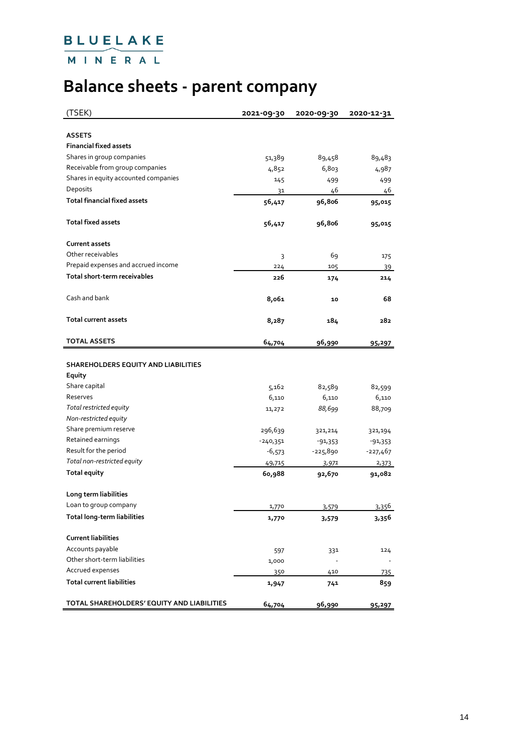BLUELAKE MINERAL

# Balance sheets - parent company

| (TSEK) | 2021-09-30 | 2020-09-30 | 2020-12-31 |
|---|---|---|---|
| **ASSETS** | | | |
| **Financial fixed assets** | | | |
| Shares in group companies | 51,389 | 89,458 | 89,483 |
| Receivable from group companies | 4,852 | 6,803 | 4,987 |
| Shares in equity accounted companies | 145 | 499 | 499 |
| Deposits | 31 | 46 | 46 |
| **Total financial fixed assets** | **56,417** | **96,806** | **95,015** |
| | | | |
| **Total fixed assets** | **56,417** | **96,806** | **95,015** |
| | | | |
| **Current assets** | | | |
| Other receivables | 3 | 69 | 175 |
| Prepaid expenses and accrued income | 224 | 105 | 39 |
| **Total short-term receivables** | **226** | **174** | **214** |
| | | | |
| Cash and bank | **8,061** | **10** | **68** |
| | | | |
| **Total current assets** | **8,287** | **184** | **282** |
| | | | |
| **TOTAL ASSETS** | **64,704** | **96,990** | **95,297** |
| | | | |
| **SHAREHOLDERS EQUITY AND LIABILITIES** | | | |
| **Equity** | | | |
| Share capital | 5,162 | 82,589 | 82,599 |
| Reserves | 6,110 | 6,110 | 6,110 |
| *Total restricted equity* | 11,272 | *88,699* | 88,709 |
| *Non-restricted equity* | | | |
| Share premium reserve | 296,639 | 321,214 | 321,194 |
| Retained earnings | -240,351 | -91,353 | -91,353 |
| Result for the period | -6,573 | -225,890 | -227,467 |
| *Total non-restricted equity* | 49,715 | *3,971* | 2,373 |
| **Total equity** | **60,988** | **92,670** | **91,082** |
| | | | |
| **Long term liabilities** | | | |
| Loan to group company | 1,770 | 3,579 | 3,356 |
| **Total long-term liabilities** | **1,770** | **3,579** | **3,356** |
| | | | |
| **Current liabilities** | | | |
| Accounts payable | 597 | 331 | 124 |
| Other short-term liabilities | 1,000 | - | - |
| Accrued expenses | 350 | 410 | 735 |
| **Total current liabilities** | **1,947** | **741** | **859** |
| | | | |
| **TOTAL SHAREHOLDERS' EQUITY AND LIABILITIES** | **64,704** | **96,990** | **95,297** |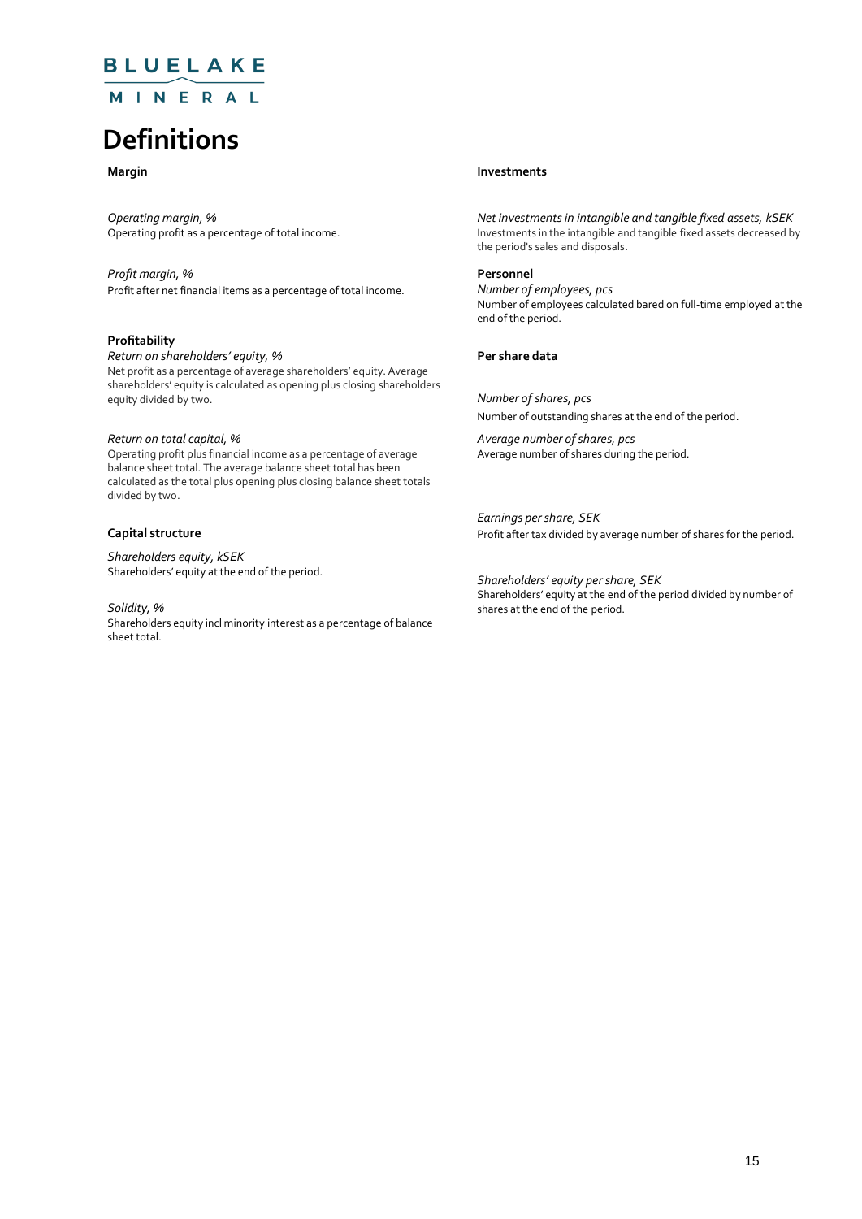# Definitions

### Margin

*Operating margin, %*
Operating profit as a percentage of total income.

*Profit margin, %*
Profit after net financial items as a percentage of total income.

### Profitability

*Return on shareholders' equity, %*
Net profit as a percentage of average shareholders' equity. Average shareholders' equity is calculated as opening plus closing shareholders equity divided by two.

*Return on total capital, %*
Operating profit plus financial income as a percentage of average balance sheet total. The average balance sheet total has been calculated as the total plus opening plus closing balance sheet totals divided by two.

### Capital structure

*Shareholders equity, kSEK*
Shareholders' equity at the end of the period.

*Solidity, %*
Shareholders equity incl minority interest as a percentage of balance sheet total.

### Investments

*Net investments in intangible and tangible fixed assets, kSEK*
Investments in the intangible and tangible fixed assets decreased by the period's sales and disposals.

### Personnel

*Number of employees, pcs*
Number of employees calculated bared on full-time employed at the end of the period.

### Per share data

*Number of shares, pcs*
Number of outstanding shares at the end of the period.

*Average number of shares, pcs*
Average number of shares during the period.

*Earnings per share, SEK*
Profit after tax divided by average number of shares for the period.

*Shareholders' equity per share, SEK*
Shareholders' equity at the end of the period divided by number of shares at the end of the period.